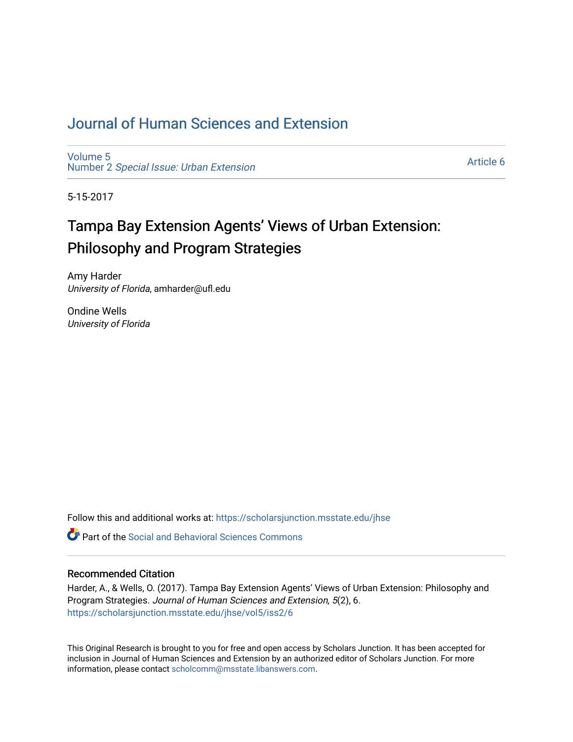# Journal of Human Sciences and Extension

Volume 5
Number 2 *Special Issue: Urban Extension*

Article 6

5-15-2017

## Tampa Bay Extension Agents' Views of Urban Extension: Philosophy and Program Strategies

Amy Harder
*University of Florida*, amharder@ufl.edu

Ondine Wells
*University of Florida*

Follow this and additional works at: https://scholarsjunction.msstate.edu/jhse

Part of the Social and Behavioral Sciences Commons

### Recommended Citation

Harder, A., & Wells, O. (2017). Tampa Bay Extension Agents' Views of Urban Extension: Philosophy and Program Strategies. *Journal of Human Sciences and Extension, 5*(2), 6.
https://scholarsjunction.msstate.edu/jhse/vol5/iss2/6

This Original Research is brought to you for free and open access by Scholars Junction. It has been accepted for inclusion in Journal of Human Sciences and Extension by an authorized editor of Scholars Junction. For more information, please contact scholcomm@msstate.libanswers.com.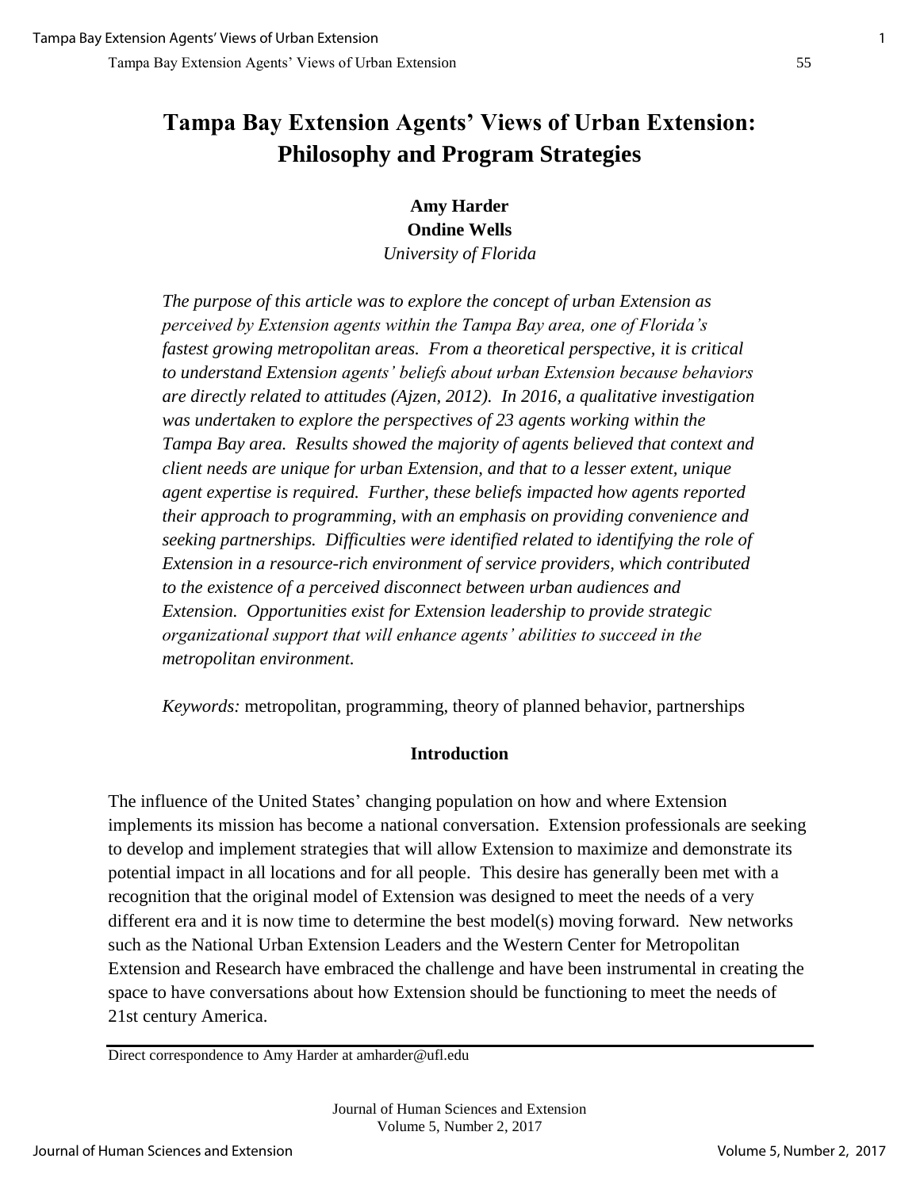# Tampa Bay Extension Agents' Views of Urban Extension: Philosophy and Program Strategies

**Amy Harder**
**Ondine Wells**
*University of Florida*

*The purpose of this article was to explore the concept of urban Extension as perceived by Extension agents within the Tampa Bay area, one of Florida's fastest growing metropolitan areas. From a theoretical perspective, it is critical to understand Extension agents' beliefs about urban Extension because behaviors are directly related to attitudes (Ajzen, 2012). In 2016, a qualitative investigation was undertaken to explore the perspectives of 23 agents working within the Tampa Bay area. Results showed the majority of agents believed that context and client needs are unique for urban Extension, and that to a lesser extent, unique agent expertise is required. Further, these beliefs impacted how agents reported their approach to programming, with an emphasis on providing convenience and seeking partnerships. Difficulties were identified related to identifying the role of Extension in a resource-rich environment of service providers, which contributed to the existence of a perceived disconnect between urban audiences and Extension. Opportunities exist for Extension leadership to provide strategic organizational support that will enhance agents' abilities to succeed in the metropolitan environment.*

*Keywords:* metropolitan, programming, theory of planned behavior, partnerships

## Introduction

The influence of the United States' changing population on how and where Extension implements its mission has become a national conversation. Extension professionals are seeking to develop and implement strategies that will allow Extension to maximize and demonstrate its potential impact in all locations and for all people. This desire has generally been met with a recognition that the original model of Extension was designed to meet the needs of a very different era and it is now time to determine the best model(s) moving forward. New networks such as the National Urban Extension Leaders and the Western Center for Metropolitan Extension and Research have embraced the challenge and have been instrumental in creating the space to have conversations about how Extension should be functioning to meet the needs of 21st century America.

Direct correspondence to Amy Harder at amharder@ufl.edu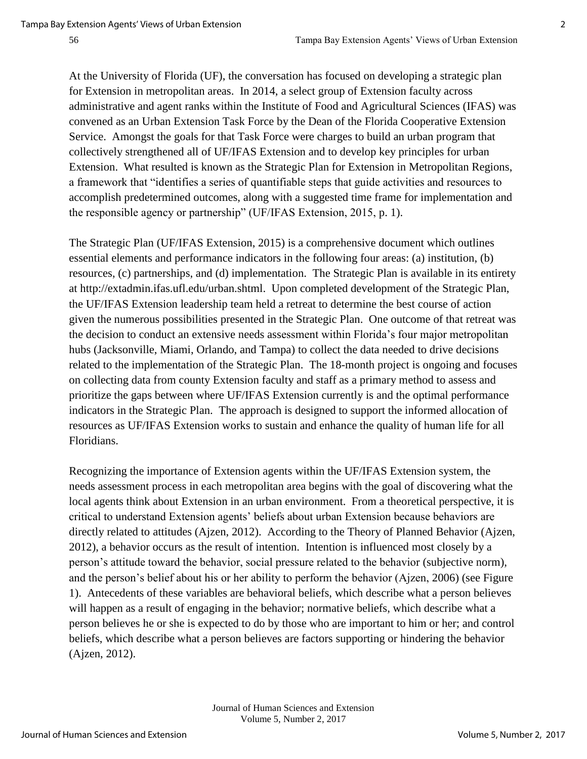At the University of Florida (UF), the conversation has focused on developing a strategic plan for Extension in metropolitan areas. In 2014, a select group of Extension faculty across administrative and agent ranks within the Institute of Food and Agricultural Sciences (IFAS) was convened as an Urban Extension Task Force by the Dean of the Florida Cooperative Extension Service. Amongst the goals for that Task Force were charges to build an urban program that collectively strengthened all of UF/IFAS Extension and to develop key principles for urban Extension. What resulted is known as the Strategic Plan for Extension in Metropolitan Regions, a framework that "identifies a series of quantifiable steps that guide activities and resources to accomplish predetermined outcomes, along with a suggested time frame for implementation and the responsible agency or partnership" (UF/IFAS Extension, 2015, p. 1).

The Strategic Plan (UF/IFAS Extension, 2015) is a comprehensive document which outlines essential elements and performance indicators in the following four areas: (a) institution, (b) resources, (c) partnerships, and (d) implementation. The Strategic Plan is available in its entirety at http://extadmin.ifas.ufl.edu/urban.shtml. Upon completed development of the Strategic Plan, the UF/IFAS Extension leadership team held a retreat to determine the best course of action given the numerous possibilities presented in the Strategic Plan. One outcome of that retreat was the decision to conduct an extensive needs assessment within Florida's four major metropolitan hubs (Jacksonville, Miami, Orlando, and Tampa) to collect the data needed to drive decisions related to the implementation of the Strategic Plan. The 18-month project is ongoing and focuses on collecting data from county Extension faculty and staff as a primary method to assess and prioritize the gaps between where UF/IFAS Extension currently is and the optimal performance indicators in the Strategic Plan. The approach is designed to support the informed allocation of resources as UF/IFAS Extension works to sustain and enhance the quality of human life for all Floridians.

Recognizing the importance of Extension agents within the UF/IFAS Extension system, the needs assessment process in each metropolitan area begins with the goal of discovering what the local agents think about Extension in an urban environment. From a theoretical perspective, it is critical to understand Extension agents' beliefs about urban Extension because behaviors are directly related to attitudes (Ajzen, 2012). According to the Theory of Planned Behavior (Ajzen, 2012), a behavior occurs as the result of intention. Intention is influenced most closely by a person's attitude toward the behavior, social pressure related to the behavior (subjective norm), and the person's belief about his or her ability to perform the behavior (Ajzen, 2006) (see Figure 1). Antecedents of these variables are behavioral beliefs, which describe what a person believes will happen as a result of engaging in the behavior; normative beliefs, which describe what a person believes he or she is expected to do by those who are important to him or her; and control beliefs, which describe what a person believes are factors supporting or hindering the behavior (Ajzen, 2012).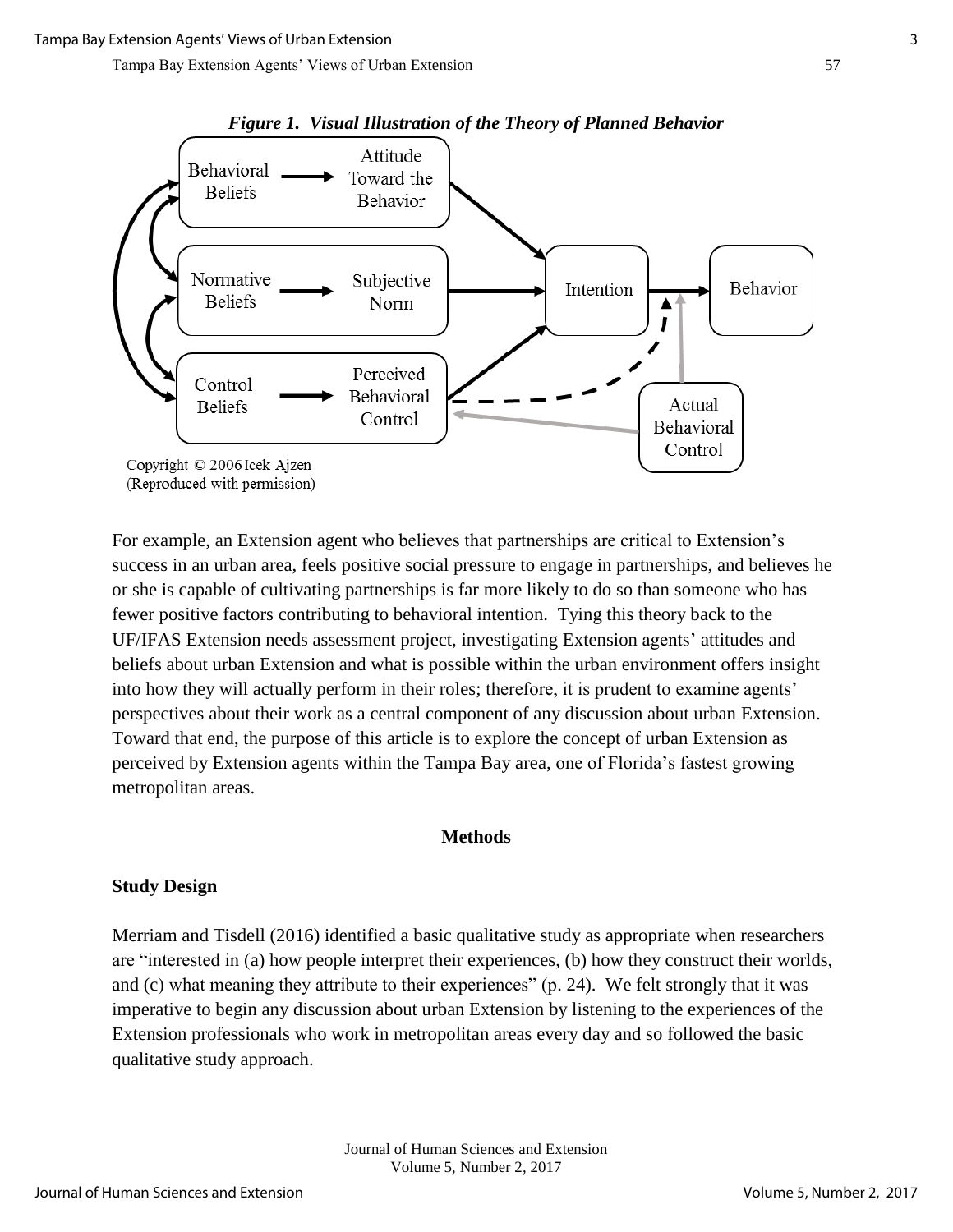*Figure 1. Visual Illustration of the Theory of Planned Behavior*

Behavioral Beliefs

Attitude Toward the Behavior

Normative Beliefs

Subjective Norm

Control Beliefs

Perceived Behavioral Control

Intention

Behavior

Actual Behavioral Control

Copyright © 2006 Icek Ajzen
(Reproduced with permission)

For example, an Extension agent who believes that partnerships are critical to Extension's success in an urban area, feels positive social pressure to engage in partnerships, and believes he or she is capable of cultivating partnerships is far more likely to do so than someone who has fewer positive factors contributing to behavioral intention. Tying this theory back to the UF/IFAS Extension needs assessment project, investigating Extension agents' attitudes and beliefs about urban Extension and what is possible within the urban environment offers insight into how they will actually perform in their roles; therefore, it is prudent to examine agents' perspectives about their work as a central component of any discussion about urban Extension. Toward that end, the purpose of this article is to explore the concept of urban Extension as perceived by Extension agents within the Tampa Bay area, one of Florida's fastest growing metropolitan areas.

## Methods

### Study Design

Merriam and Tisdell (2016) identified a basic qualitative study as appropriate when researchers are "interested in (a) how people interpret their experiences, (b) how they construct their worlds, and (c) what meaning they attribute to their experiences" (p. 24). We felt strongly that it was imperative to begin any discussion about urban Extension by listening to the experiences of the Extension professionals who work in metropolitan areas every day and so followed the basic qualitative study approach.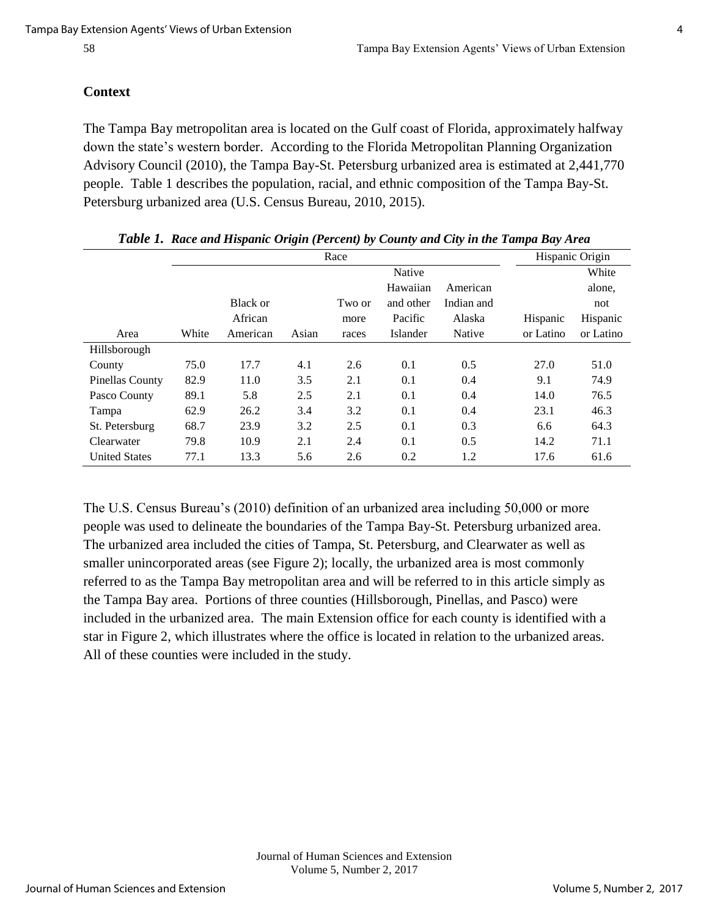## Context

The Tampa Bay metropolitan area is located on the Gulf coast of Florida, approximately halfway down the state's western border. According to the Florida Metropolitan Planning Organization Advisory Council (2010), the Tampa Bay-St. Petersburg urbanized area is estimated at 2,441,770 people. Table 1 describes the population, racial, and ethnic composition of the Tampa Bay-St. Petersburg urbanized area (U.S. Census Bureau, 2010, 2015).

***Table 1. Race and Hispanic Origin (Percent) by County and City in the Tampa Bay Area***

| | Race | | | | | | Hispanic Origin | |
|---|---|---|---|---|---|---|---|---|
| Area | White | Black or African American | Asian | Two or more races | Native Hawaiian and other Pacific Islander | American Indian and Alaska Native | Hispanic or Latino | White alone, not Hispanic or Latino |
| Hillsborough County | 75.0 | 17.7 | 4.1 | 2.6 | 0.1 | 0.5 | 27.0 | 51.0 |
| Pinellas County | 82.9 | 11.0 | 3.5 | 2.1 | 0.1 | 0.4 | 9.1 | 74.9 |
| Pasco County | 89.1 | 5.8 | 2.5 | 2.1 | 0.1 | 0.4 | 14.0 | 76.5 |
| Tampa | 62.9 | 26.2 | 3.4 | 3.2 | 0.1 | 0.4 | 23.1 | 46.3 |
| St. Petersburg | 68.7 | 23.9 | 3.2 | 2.5 | 0.1 | 0.3 | 6.6 | 64.3 |
| Clearwater | 79.8 | 10.9 | 2.1 | 2.4 | 0.1 | 0.5 | 14.2 | 71.1 |
| United States | 77.1 | 13.3 | 5.6 | 2.6 | 0.2 | 1.2 | 17.6 | 61.6 |

The U.S. Census Bureau's (2010) definition of an urbanized area including 50,000 or more people was used to delineate the boundaries of the Tampa Bay-St. Petersburg urbanized area. The urbanized area included the cities of Tampa, St. Petersburg, and Clearwater as well as smaller unincorporated areas (see Figure 2); locally, the urbanized area is most commonly referred to as the Tampa Bay metropolitan area and will be referred to in this article simply as the Tampa Bay area. Portions of three counties (Hillsborough, Pinellas, and Pasco) were included in the urbanized area. The main Extension office for each county is identified with a star in Figure 2, which illustrates where the office is located in relation to the urbanized areas. All of these counties were included in the study.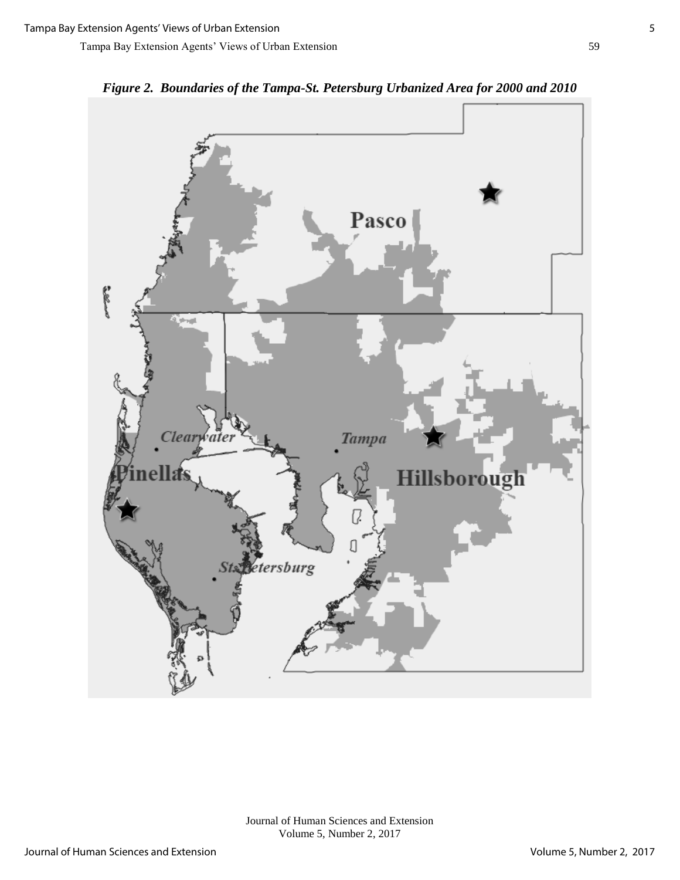*Figure 2. Boundaries of the Tampa-St. Petersburg Urbanized Area for 2000 and 2010*

Pasco

Clearwater

Tampa

Pinellas

Hillsborough

St. Petersburg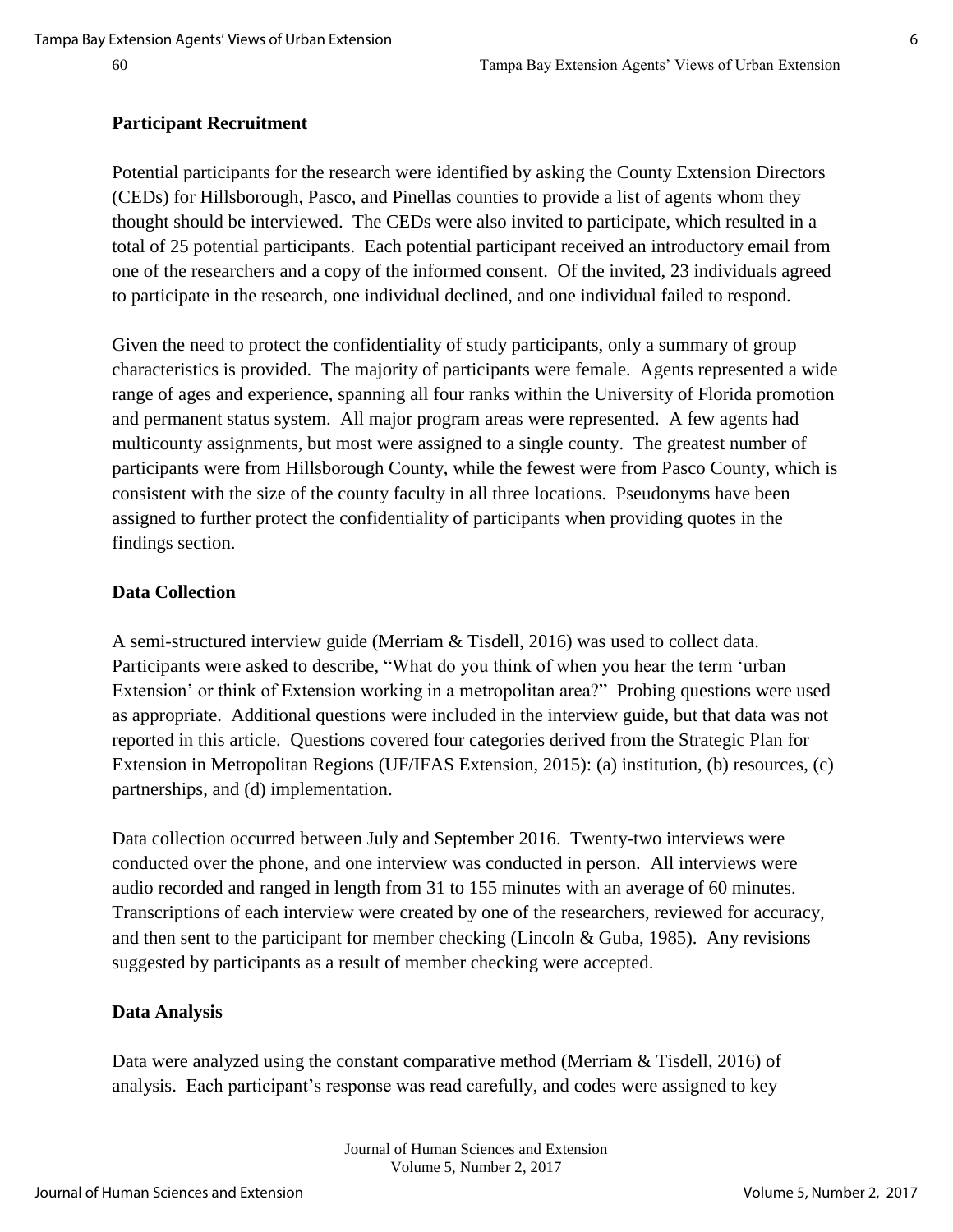### Participant Recruitment

Potential participants for the research were identified by asking the County Extension Directors (CEDs) for Hillsborough, Pasco, and Pinellas counties to provide a list of agents whom they thought should be interviewed. The CEDs were also invited to participate, which resulted in a total of 25 potential participants. Each potential participant received an introductory email from one of the researchers and a copy of the informed consent. Of the invited, 23 individuals agreed to participate in the research, one individual declined, and one individual failed to respond.

Given the need to protect the confidentiality of study participants, only a summary of group characteristics is provided. The majority of participants were female. Agents represented a wide range of ages and experience, spanning all four ranks within the University of Florida promotion and permanent status system. All major program areas were represented. A few agents had multicounty assignments, but most were assigned to a single county. The greatest number of participants were from Hillsborough County, while the fewest were from Pasco County, which is consistent with the size of the county faculty in all three locations. Pseudonyms have been assigned to further protect the confidentiality of participants when providing quotes in the findings section.

### Data Collection

A semi-structured interview guide (Merriam & Tisdell, 2016) was used to collect data. Participants were asked to describe, "What do you think of when you hear the term 'urban Extension' or think of Extension working in a metropolitan area?" Probing questions were used as appropriate. Additional questions were included in the interview guide, but that data was not reported in this article. Questions covered four categories derived from the Strategic Plan for Extension in Metropolitan Regions (UF/IFAS Extension, 2015): (a) institution, (b) resources, (c) partnerships, and (d) implementation.

Data collection occurred between July and September 2016. Twenty-two interviews were conducted over the phone, and one interview was conducted in person. All interviews were audio recorded and ranged in length from 31 to 155 minutes with an average of 60 minutes. Transcriptions of each interview were created by one of the researchers, reviewed for accuracy, and then sent to the participant for member checking (Lincoln & Guba, 1985). Any revisions suggested by participants as a result of member checking were accepted.

### Data Analysis

Data were analyzed using the constant comparative method (Merriam & Tisdell, 2016) of analysis. Each participant's response was read carefully, and codes were assigned to key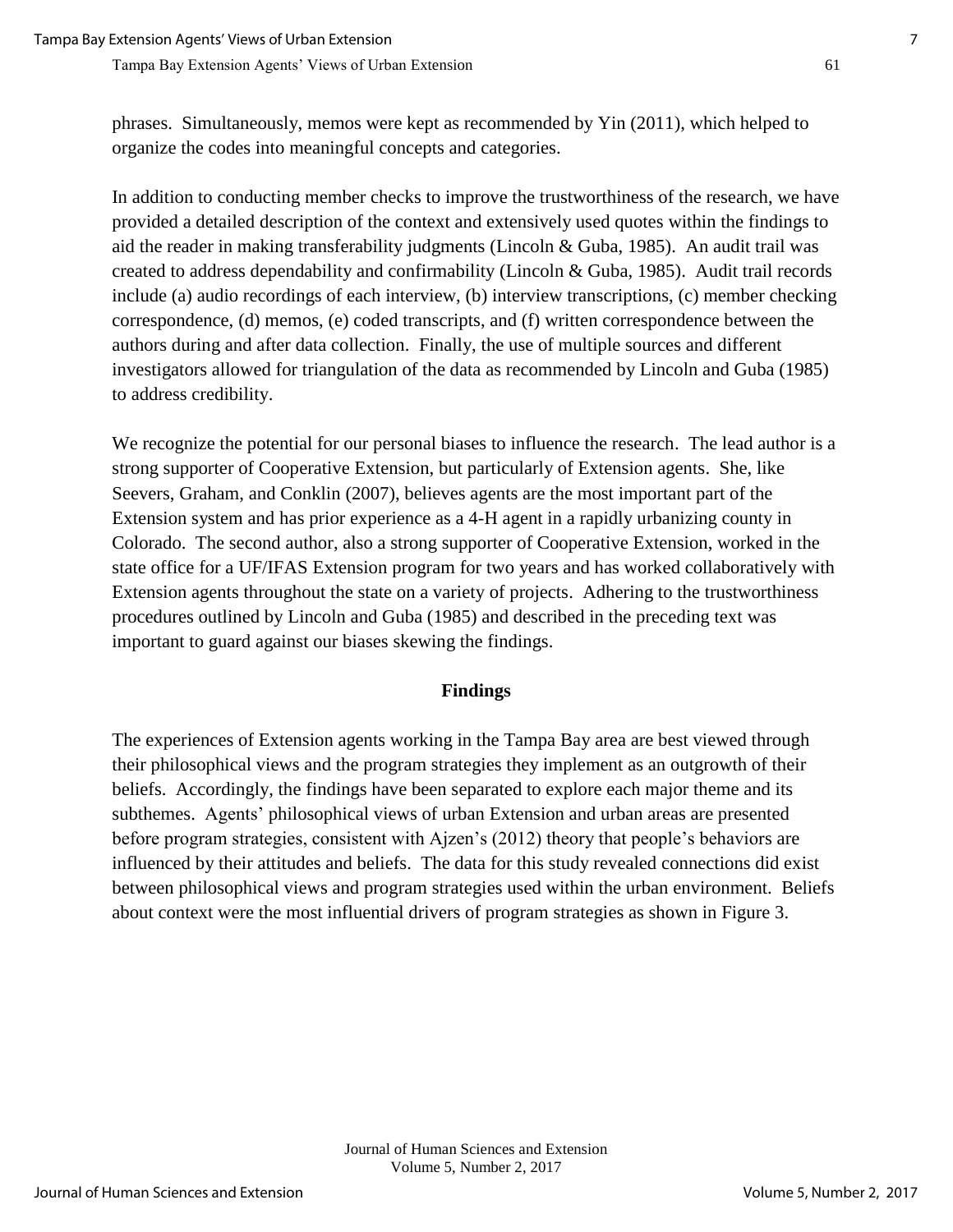phrases. Simultaneously, memos were kept as recommended by Yin (2011), which helped to organize the codes into meaningful concepts and categories.

In addition to conducting member checks to improve the trustworthiness of the research, we have provided a detailed description of the context and extensively used quotes within the findings to aid the reader in making transferability judgments (Lincoln & Guba, 1985). An audit trail was created to address dependability and confirmability (Lincoln & Guba, 1985). Audit trail records include (a) audio recordings of each interview, (b) interview transcriptions, (c) member checking correspondence, (d) memos, (e) coded transcripts, and (f) written correspondence between the authors during and after data collection. Finally, the use of multiple sources and different investigators allowed for triangulation of the data as recommended by Lincoln and Guba (1985) to address credibility.

We recognize the potential for our personal biases to influence the research. The lead author is a strong supporter of Cooperative Extension, but particularly of Extension agents. She, like Seevers, Graham, and Conklin (2007), believes agents are the most important part of the Extension system and has prior experience as a 4-H agent in a rapidly urbanizing county in Colorado. The second author, also a strong supporter of Cooperative Extension, worked in the state office for a UF/IFAS Extension program for two years and has worked collaboratively with Extension agents throughout the state on a variety of projects. Adhering to the trustworthiness procedures outlined by Lincoln and Guba (1985) and described in the preceding text was important to guard against our biases skewing the findings.

## Findings

The experiences of Extension agents working in the Tampa Bay area are best viewed through their philosophical views and the program strategies they implement as an outgrowth of their beliefs. Accordingly, the findings have been separated to explore each major theme and its subthemes. Agents' philosophical views of urban Extension and urban areas are presented before program strategies, consistent with Ajzen's (2012) theory that people's behaviors are influenced by their attitudes and beliefs. The data for this study revealed connections did exist between philosophical views and program strategies used within the urban environment. Beliefs about context were the most influential drivers of program strategies as shown in Figure 3.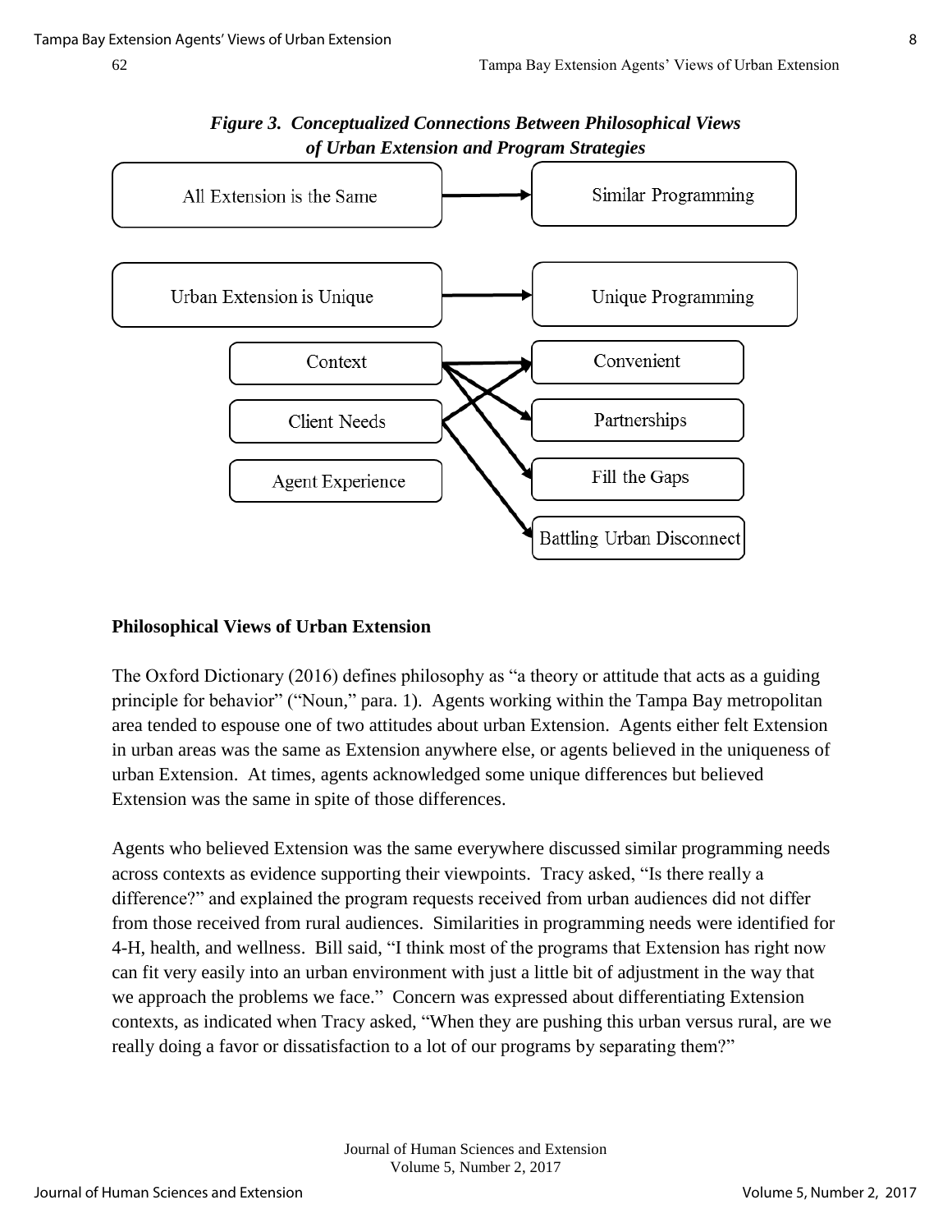*Figure 3. Conceptualized Connections Between Philosophical Views of Urban Extension and Program Strategies*

All Extension is the Same
Similar Programming
Urban Extension is Unique
Unique Programming
Context
Client Needs
Agent Experience
Convenient
Partnerships
Fill the Gaps
Battling Urban Disconnect

## Philosophical Views of Urban Extension

The Oxford Dictionary (2016) defines philosophy as "a theory or attitude that acts as a guiding principle for behavior" ("Noun," para. 1). Agents working within the Tampa Bay metropolitan area tended to espouse one of two attitudes about urban Extension. Agents either felt Extension in urban areas was the same as Extension anywhere else, or agents believed in the uniqueness of urban Extension. At times, agents acknowledged some unique differences but believed Extension was the same in spite of those differences.

Agents who believed Extension was the same everywhere discussed similar programming needs across contexts as evidence supporting their viewpoints. Tracy asked, "Is there really a difference?" and explained the program requests received from urban audiences did not differ from those received from rural audiences. Similarities in programming needs were identified for 4-H, health, and wellness. Bill said, "I think most of the programs that Extension has right now can fit very easily into an urban environment with just a little bit of adjustment in the way that we approach the problems we face." Concern was expressed about differentiating Extension contexts, as indicated when Tracy asked, "When they are pushing this urban versus rural, are we really doing a favor or dissatisfaction to a lot of our programs by separating them?"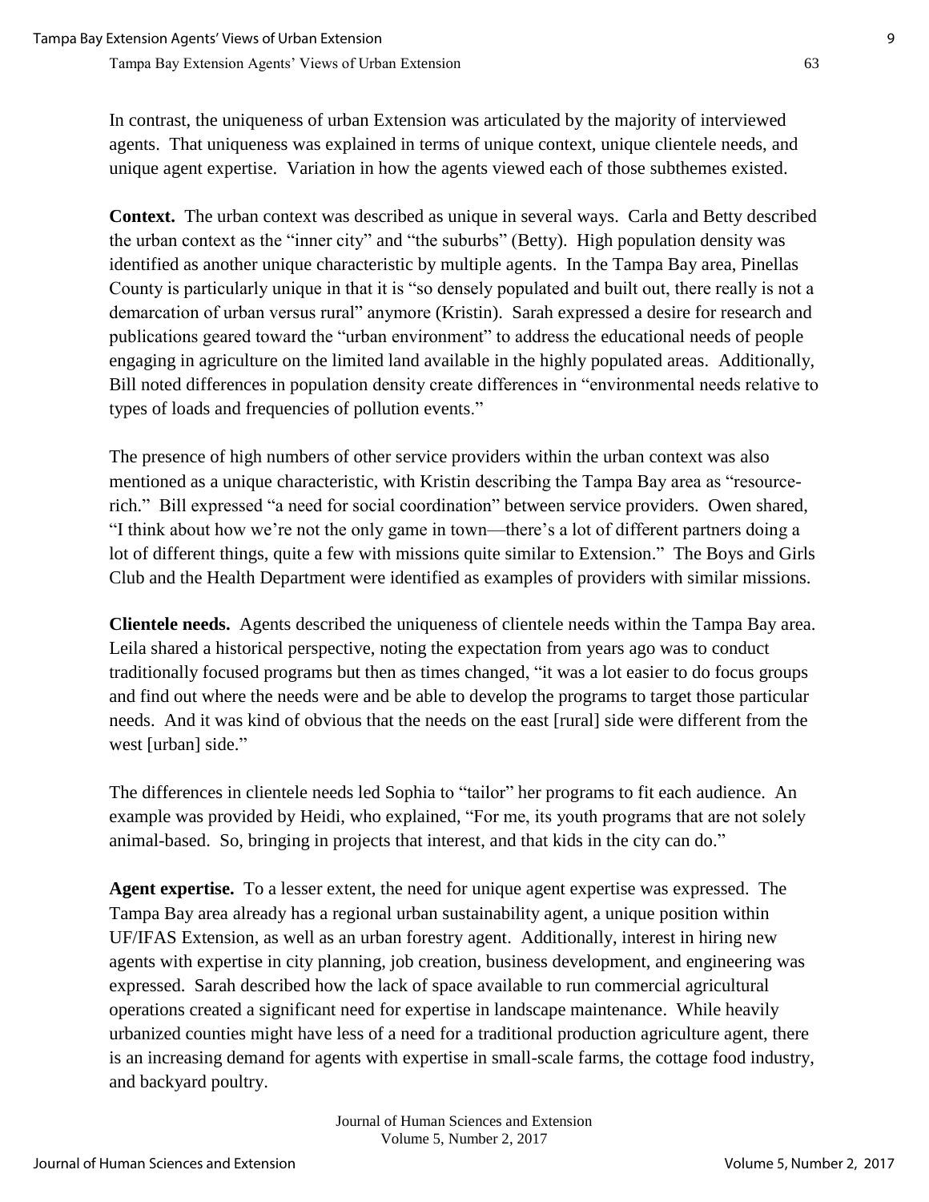In contrast, the uniqueness of urban Extension was articulated by the majority of interviewed agents. That uniqueness was explained in terms of unique context, unique clientele needs, and unique agent expertise. Variation in how the agents viewed each of those subthemes existed.

**Context.** The urban context was described as unique in several ways. Carla and Betty described the urban context as the "inner city" and "the suburbs" (Betty). High population density was identified as another unique characteristic by multiple agents. In the Tampa Bay area, Pinellas County is particularly unique in that it is "so densely populated and built out, there really is not a demarcation of urban versus rural" anymore (Kristin). Sarah expressed a desire for research and publications geared toward the "urban environment" to address the educational needs of people engaging in agriculture on the limited land available in the highly populated areas. Additionally, Bill noted differences in population density create differences in "environmental needs relative to types of loads and frequencies of pollution events."

The presence of high numbers of other service providers within the urban context was also mentioned as a unique characteristic, with Kristin describing the Tampa Bay area as "resource-rich." Bill expressed "a need for social coordination" between service providers. Owen shared, "I think about how we're not the only game in town—there's a lot of different partners doing a lot of different things, quite a few with missions quite similar to Extension." The Boys and Girls Club and the Health Department were identified as examples of providers with similar missions.

**Clientele needs.** Agents described the uniqueness of clientele needs within the Tampa Bay area. Leila shared a historical perspective, noting the expectation from years ago was to conduct traditionally focused programs but then as times changed, "it was a lot easier to do focus groups and find out where the needs were and be able to develop the programs to target those particular needs. And it was kind of obvious that the needs on the east [rural] side were different from the west [urban] side."

The differences in clientele needs led Sophia to "tailor" her programs to fit each audience. An example was provided by Heidi, who explained, "For me, its youth programs that are not solely animal-based. So, bringing in projects that interest, and that kids in the city can do."

**Agent expertise.** To a lesser extent, the need for unique agent expertise was expressed. The Tampa Bay area already has a regional urban sustainability agent, a unique position within UF/IFAS Extension, as well as an urban forestry agent. Additionally, interest in hiring new agents with expertise in city planning, job creation, business development, and engineering was expressed. Sarah described how the lack of space available to run commercial agricultural operations created a significant need for expertise in landscape maintenance. While heavily urbanized counties might have less of a need for a traditional production agriculture agent, there is an increasing demand for agents with expertise in small-scale farms, the cottage food industry, and backyard poultry.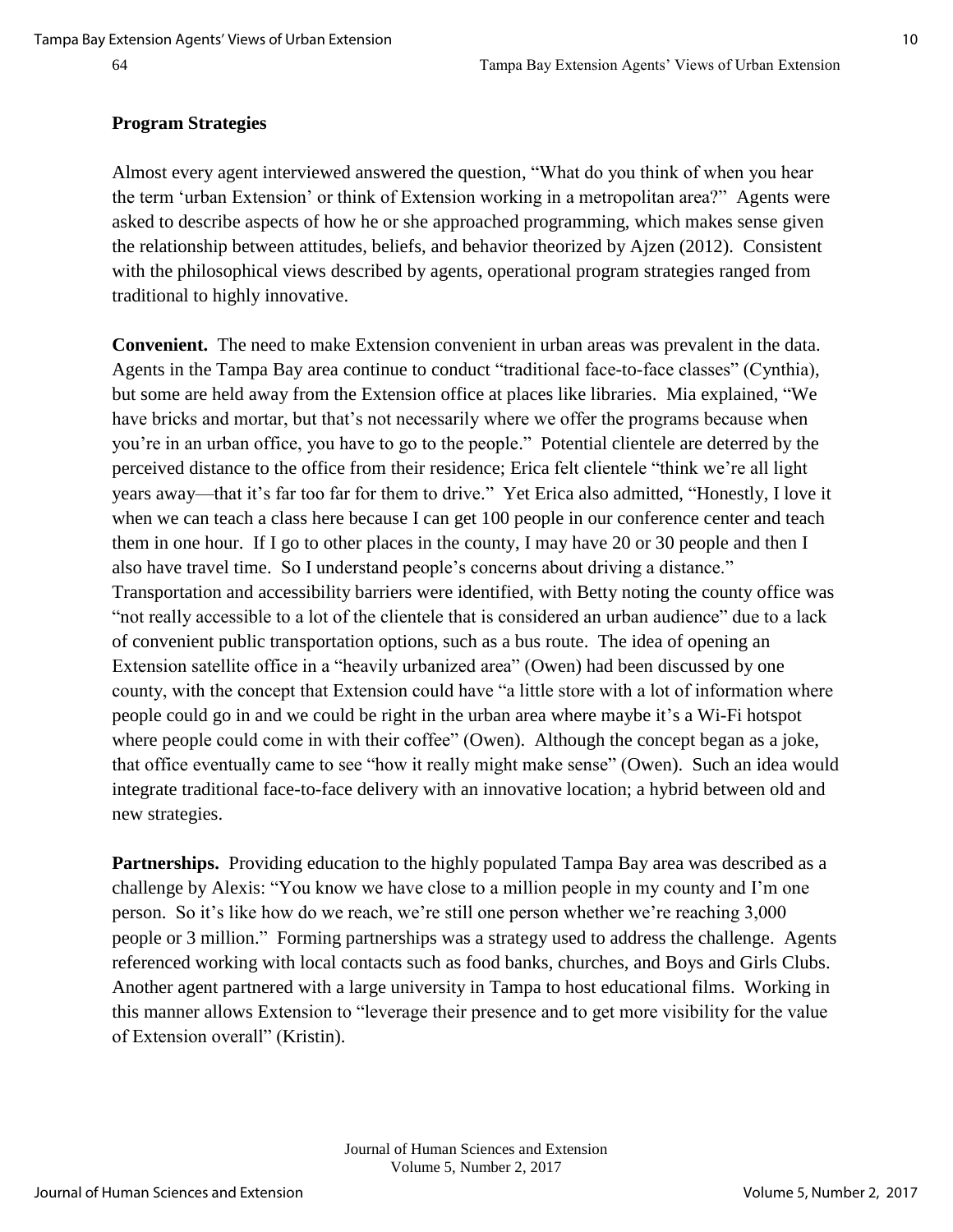## Program Strategies

Almost every agent interviewed answered the question, "What do you think of when you hear the term 'urban Extension' or think of Extension working in a metropolitan area?" Agents were asked to describe aspects of how he or she approached programming, which makes sense given the relationship between attitudes, beliefs, and behavior theorized by Ajzen (2012). Consistent with the philosophical views described by agents, operational program strategies ranged from traditional to highly innovative.

**Convenient.** The need to make Extension convenient in urban areas was prevalent in the data. Agents in the Tampa Bay area continue to conduct "traditional face-to-face classes" (Cynthia), but some are held away from the Extension office at places like libraries. Mia explained, "We have bricks and mortar, but that's not necessarily where we offer the programs because when you're in an urban office, you have to go to the people." Potential clientele are deterred by the perceived distance to the office from their residence; Erica felt clientele "think we're all light years away—that it's far too far for them to drive." Yet Erica also admitted, "Honestly, I love it when we can teach a class here because I can get 100 people in our conference center and teach them in one hour. If I go to other places in the county, I may have 20 or 30 people and then I also have travel time. So I understand people's concerns about driving a distance." Transportation and accessibility barriers were identified, with Betty noting the county office was "not really accessible to a lot of the clientele that is considered an urban audience" due to a lack of convenient public transportation options, such as a bus route. The idea of opening an Extension satellite office in a "heavily urbanized area" (Owen) had been discussed by one county, with the concept that Extension could have "a little store with a lot of information where people could go in and we could be right in the urban area where maybe it's a Wi-Fi hotspot where people could come in with their coffee" (Owen). Although the concept began as a joke, that office eventually came to see "how it really might make sense" (Owen). Such an idea would integrate traditional face-to-face delivery with an innovative location; a hybrid between old and new strategies.

**Partnerships.** Providing education to the highly populated Tampa Bay area was described as a challenge by Alexis: "You know we have close to a million people in my county and I'm one person. So it's like how do we reach, we're still one person whether we're reaching 3,000 people or 3 million." Forming partnerships was a strategy used to address the challenge. Agents referenced working with local contacts such as food banks, churches, and Boys and Girls Clubs. Another agent partnered with a large university in Tampa to host educational films. Working in this manner allows Extension to "leverage their presence and to get more visibility for the value of Extension overall" (Kristin).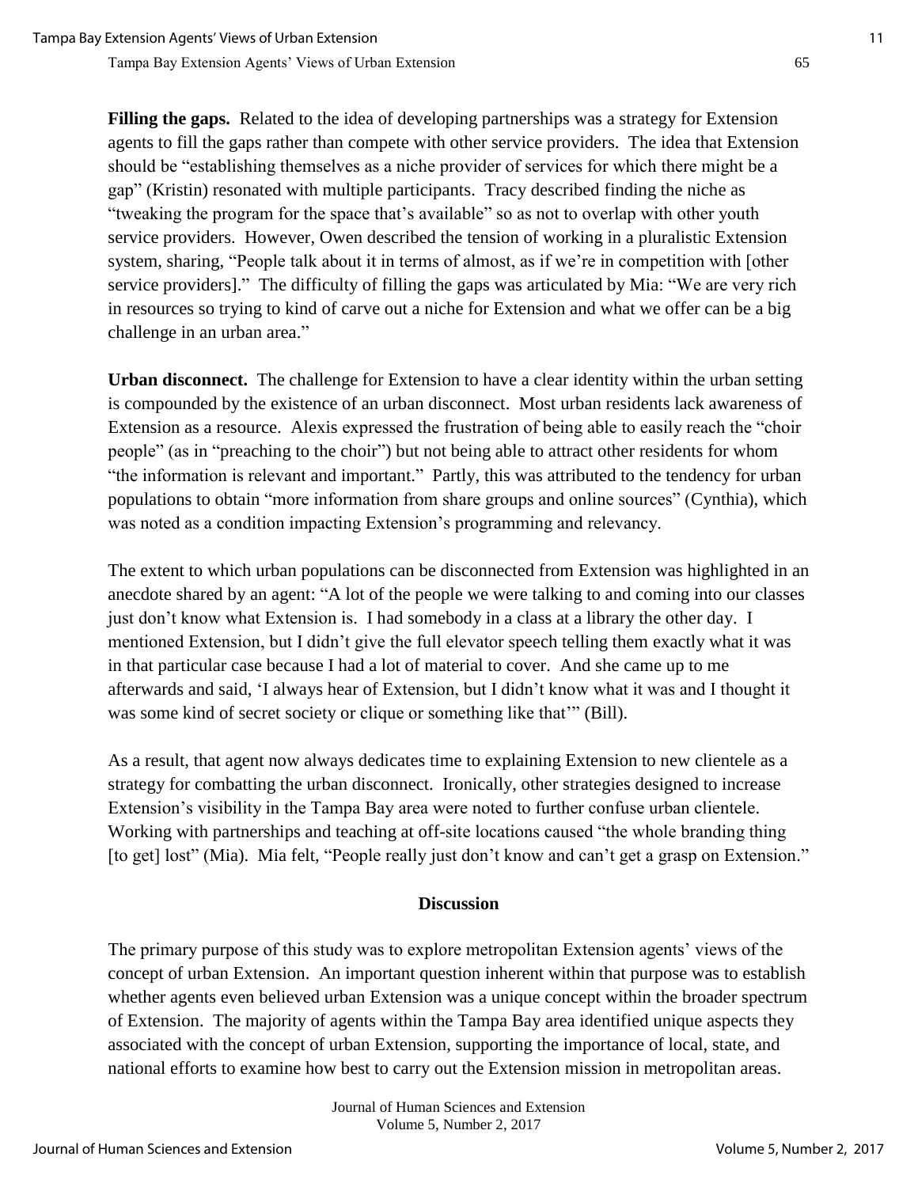**Filling the gaps.** Related to the idea of developing partnerships was a strategy for Extension agents to fill the gaps rather than compete with other service providers. The idea that Extension should be "establishing themselves as a niche provider of services for which there might be a gap" (Kristin) resonated with multiple participants. Tracy described finding the niche as "tweaking the program for the space that's available" so as not to overlap with other youth service providers. However, Owen described the tension of working in a pluralistic Extension system, sharing, "People talk about it in terms of almost, as if we're in competition with [other service providers]." The difficulty of filling the gaps was articulated by Mia: "We are very rich in resources so trying to kind of carve out a niche for Extension and what we offer can be a big challenge in an urban area."

**Urban disconnect.** The challenge for Extension to have a clear identity within the urban setting is compounded by the existence of an urban disconnect. Most urban residents lack awareness of Extension as a resource. Alexis expressed the frustration of being able to easily reach the "choir people" (as in "preaching to the choir") but not being able to attract other residents for whom "the information is relevant and important." Partly, this was attributed to the tendency for urban populations to obtain "more information from share groups and online sources" (Cynthia), which was noted as a condition impacting Extension's programming and relevancy.

The extent to which urban populations can be disconnected from Extension was highlighted in an anecdote shared by an agent: "A lot of the people we were talking to and coming into our classes just don't know what Extension is. I had somebody in a class at a library the other day. I mentioned Extension, but I didn't give the full elevator speech telling them exactly what it was in that particular case because I had a lot of material to cover. And she came up to me afterwards and said, 'I always hear of Extension, but I didn't know what it was and I thought it was some kind of secret society or clique or something like that'" (Bill).

As a result, that agent now always dedicates time to explaining Extension to new clientele as a strategy for combatting the urban disconnect. Ironically, other strategies designed to increase Extension's visibility in the Tampa Bay area were noted to further confuse urban clientele. Working with partnerships and teaching at off-site locations caused "the whole branding thing [to get] lost" (Mia). Mia felt, "People really just don't know and can't get a grasp on Extension."

## Discussion

The primary purpose of this study was to explore metropolitan Extension agents' views of the concept of urban Extension. An important question inherent within that purpose was to establish whether agents even believed urban Extension was a unique concept within the broader spectrum of Extension. The majority of agents within the Tampa Bay area identified unique aspects they associated with the concept of urban Extension, supporting the importance of local, state, and national efforts to examine how best to carry out the Extension mission in metropolitan areas.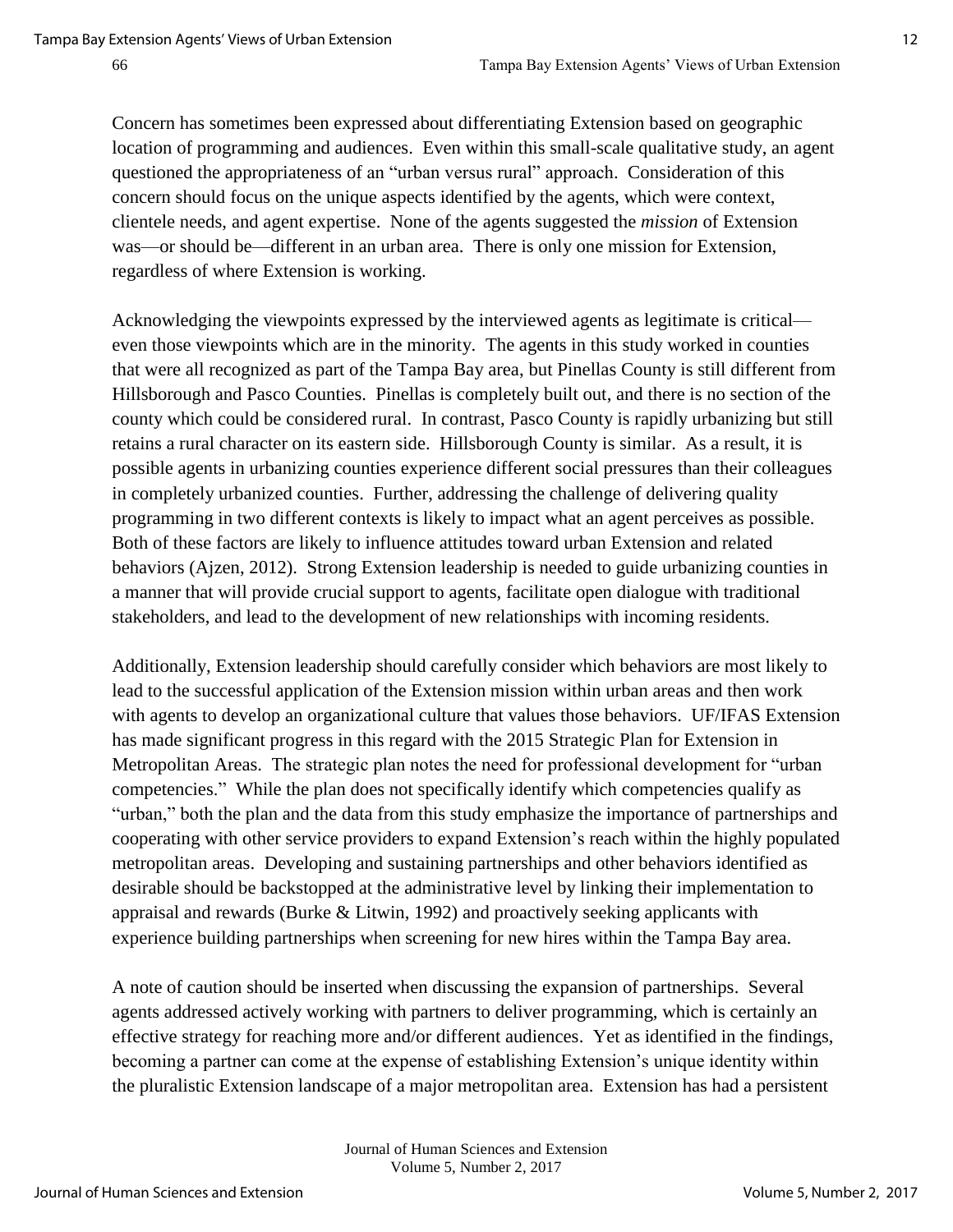Concern has sometimes been expressed about differentiating Extension based on geographic location of programming and audiences. Even within this small-scale qualitative study, an agent questioned the appropriateness of an "urban versus rural" approach. Consideration of this concern should focus on the unique aspects identified by the agents, which were context, clientele needs, and agent expertise. None of the agents suggested the *mission* of Extension was—or should be—different in an urban area. There is only one mission for Extension, regardless of where Extension is working.

Acknowledging the viewpoints expressed by the interviewed agents as legitimate is critical—even those viewpoints which are in the minority. The agents in this study worked in counties that were all recognized as part of the Tampa Bay area, but Pinellas County is still different from Hillsborough and Pasco Counties. Pinellas is completely built out, and there is no section of the county which could be considered rural. In contrast, Pasco County is rapidly urbanizing but still retains a rural character on its eastern side. Hillsborough County is similar. As a result, it is possible agents in urbanizing counties experience different social pressures than their colleagues in completely urbanized counties. Further, addressing the challenge of delivering quality programming in two different contexts is likely to impact what an agent perceives as possible. Both of these factors are likely to influence attitudes toward urban Extension and related behaviors (Ajzen, 2012). Strong Extension leadership is needed to guide urbanizing counties in a manner that will provide crucial support to agents, facilitate open dialogue with traditional stakeholders, and lead to the development of new relationships with incoming residents.

Additionally, Extension leadership should carefully consider which behaviors are most likely to lead to the successful application of the Extension mission within urban areas and then work with agents to develop an organizational culture that values those behaviors. UF/IFAS Extension has made significant progress in this regard with the 2015 Strategic Plan for Extension in Metropolitan Areas. The strategic plan notes the need for professional development for "urban competencies." While the plan does not specifically identify which competencies qualify as "urban," both the plan and the data from this study emphasize the importance of partnerships and cooperating with other service providers to expand Extension's reach within the highly populated metropolitan areas. Developing and sustaining partnerships and other behaviors identified as desirable should be backstopped at the administrative level by linking their implementation to appraisal and rewards (Burke & Litwin, 1992) and proactively seeking applicants with experience building partnerships when screening for new hires within the Tampa Bay area.

A note of caution should be inserted when discussing the expansion of partnerships. Several agents addressed actively working with partners to deliver programming, which is certainly an effective strategy for reaching more and/or different audiences. Yet as identified in the findings, becoming a partner can come at the expense of establishing Extension's unique identity within the pluralistic Extension landscape of a major metropolitan area. Extension has had a persistent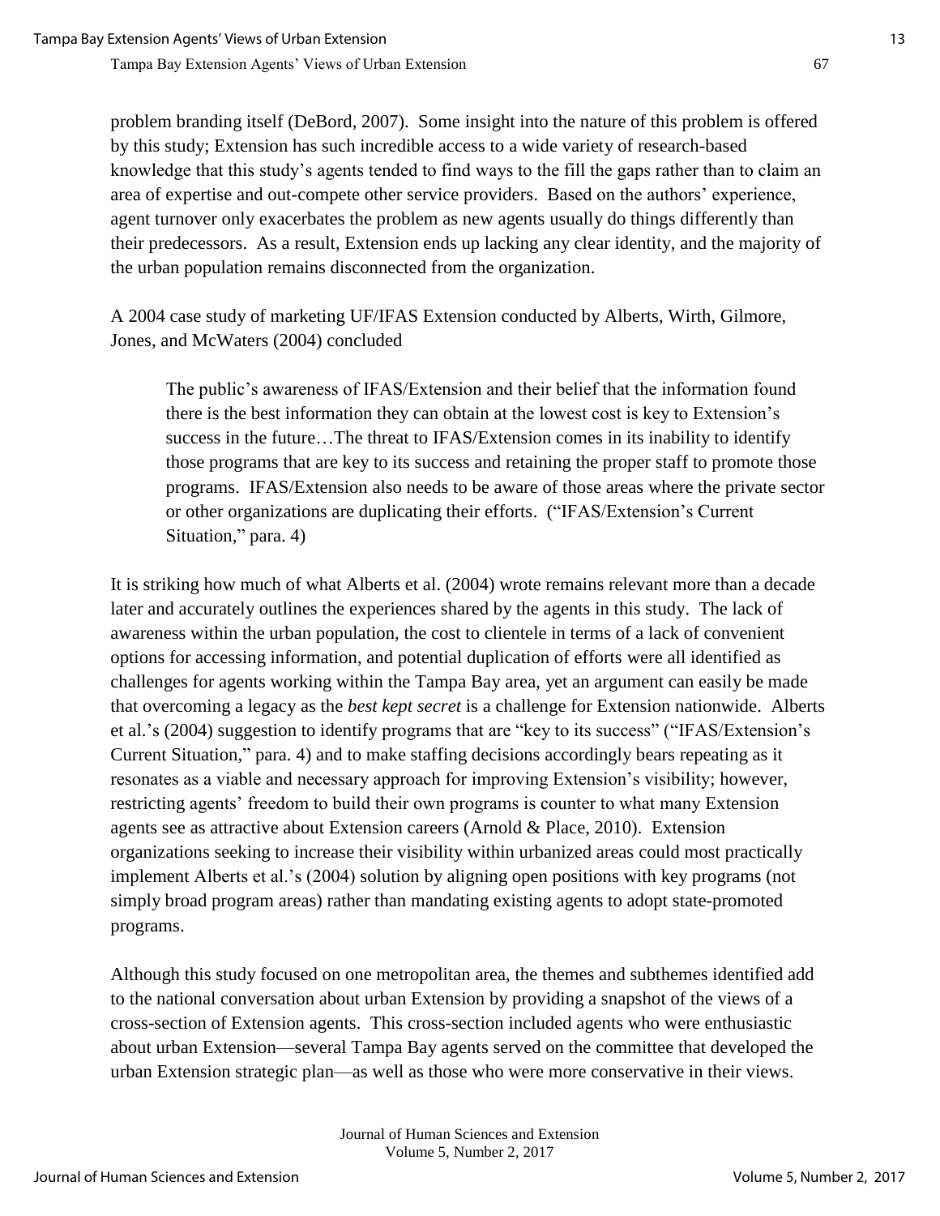problem branding itself (DeBord, 2007). Some insight into the nature of this problem is offered by this study; Extension has such incredible access to a wide variety of research-based knowledge that this study's agents tended to find ways to the fill the gaps rather than to claim an area of expertise and out-compete other service providers. Based on the authors' experience, agent turnover only exacerbates the problem as new agents usually do things differently than their predecessors. As a result, Extension ends up lacking any clear identity, and the majority of the urban population remains disconnected from the organization.

A 2004 case study of marketing UF/IFAS Extension conducted by Alberts, Wirth, Gilmore, Jones, and McWaters (2004) concluded

> The public's awareness of IFAS/Extension and their belief that the information found there is the best information they can obtain at the lowest cost is key to Extension's success in the future…The threat to IFAS/Extension comes in its inability to identify those programs that are key to its success and retaining the proper staff to promote those programs. IFAS/Extension also needs to be aware of those areas where the private sector or other organizations are duplicating their efforts. ("IFAS/Extension's Current Situation," para. 4)

It is striking how much of what Alberts et al. (2004) wrote remains relevant more than a decade later and accurately outlines the experiences shared by the agents in this study. The lack of awareness within the urban population, the cost to clientele in terms of a lack of convenient options for accessing information, and potential duplication of efforts were all identified as challenges for agents working within the Tampa Bay area, yet an argument can easily be made that overcoming a legacy as the *best kept secret* is a challenge for Extension nationwide. Alberts et al.'s (2004) suggestion to identify programs that are "key to its success" ("IFAS/Extension's Current Situation," para. 4) and to make staffing decisions accordingly bears repeating as it resonates as a viable and necessary approach for improving Extension's visibility; however, restricting agents' freedom to build their own programs is counter to what many Extension agents see as attractive about Extension careers (Arnold & Place, 2010). Extension organizations seeking to increase their visibility within urbanized areas could most practically implement Alberts et al.'s (2004) solution by aligning open positions with key programs (not simply broad program areas) rather than mandating existing agents to adopt state-promoted programs.

Although this study focused on one metropolitan area, the themes and subthemes identified add to the national conversation about urban Extension by providing a snapshot of the views of a cross-section of Extension agents. This cross-section included agents who were enthusiastic about urban Extension—several Tampa Bay agents served on the committee that developed the urban Extension strategic plan—as well as those who were more conservative in their views.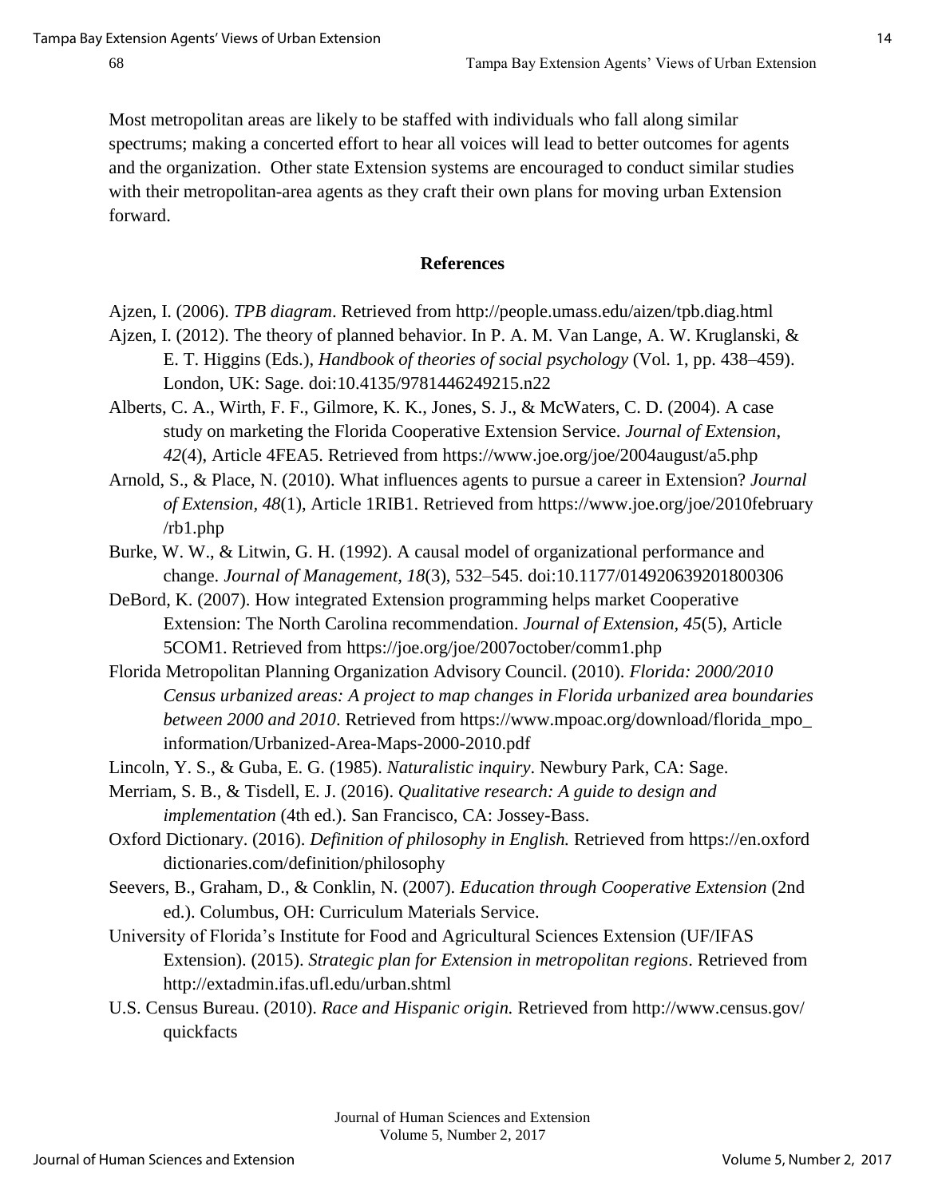Most metropolitan areas are likely to be staffed with individuals who fall along similar spectrums; making a concerted effort to hear all voices will lead to better outcomes for agents and the organization. Other state Extension systems are encouraged to conduct similar studies with their metropolitan-area agents as they craft their own plans for moving urban Extension forward.

## References

Ajzen, I. (2006). *TPB diagram*. Retrieved from http://people.umass.edu/aizen/tpb.diag.html

Ajzen, I. (2012). The theory of planned behavior. In P. A. M. Van Lange, A. W. Kruglanski, & E. T. Higgins (Eds.), *Handbook of theories of social psychology* (Vol. 1, pp. 438–459). London, UK: Sage. doi:10.4135/9781446249215.n22

Alberts, C. A., Wirth, F. F., Gilmore, K. K., Jones, S. J., & McWaters, C. D. (2004). A case study on marketing the Florida Cooperative Extension Service. *Journal of Extension*, *42*(4), Article 4FEA5. Retrieved from https://www.joe.org/joe/2004august/a5.php

Arnold, S., & Place, N. (2010). What influences agents to pursue a career in Extension? *Journal of Extension*, *48*(1), Article 1RIB1. Retrieved from https://www.joe.org/joe/2010february/rb1.php

Burke, W. W., & Litwin, G. H. (1992). A causal model of organizational performance and change. *Journal of Management, 18*(3), 532–545. doi:10.1177/014920639201800306

DeBord, K. (2007). How integrated Extension programming helps market Cooperative Extension: The North Carolina recommendation. *Journal of Extension, 45*(5), Article 5COM1. Retrieved from https://joe.org/joe/2007october/comm1.php

Florida Metropolitan Planning Organization Advisory Council. (2010). *Florida: 2000/2010 Census urbanized areas: A project to map changes in Florida urbanized area boundaries between 2000 and 2010*. Retrieved from https://www.mpoac.org/download/florida_mpo_information/Urbanized-Area-Maps-2000-2010.pdf

Lincoln, Y. S., & Guba, E. G. (1985). *Naturalistic inquiry*. Newbury Park, CA: Sage.

Merriam, S. B., & Tisdell, E. J. (2016). *Qualitative research: A guide to design and implementation* (4th ed.). San Francisco, CA: Jossey-Bass.

Oxford Dictionary. (2016). *Definition of philosophy in English.* Retrieved from https://en.oxforddictionaries.com/definition/philosophy

Seevers, B., Graham, D., & Conklin, N. (2007). *Education through Cooperative Extension* (2nd ed.). Columbus, OH: Curriculum Materials Service.

University of Florida's Institute for Food and Agricultural Sciences Extension (UF/IFAS Extension). (2015). *Strategic plan for Extension in metropolitan regions*. Retrieved from http://extadmin.ifas.ufl.edu/urban.shtml

U.S. Census Bureau. (2010). *Race and Hispanic origin.* Retrieved from http://www.census.gov/quickfacts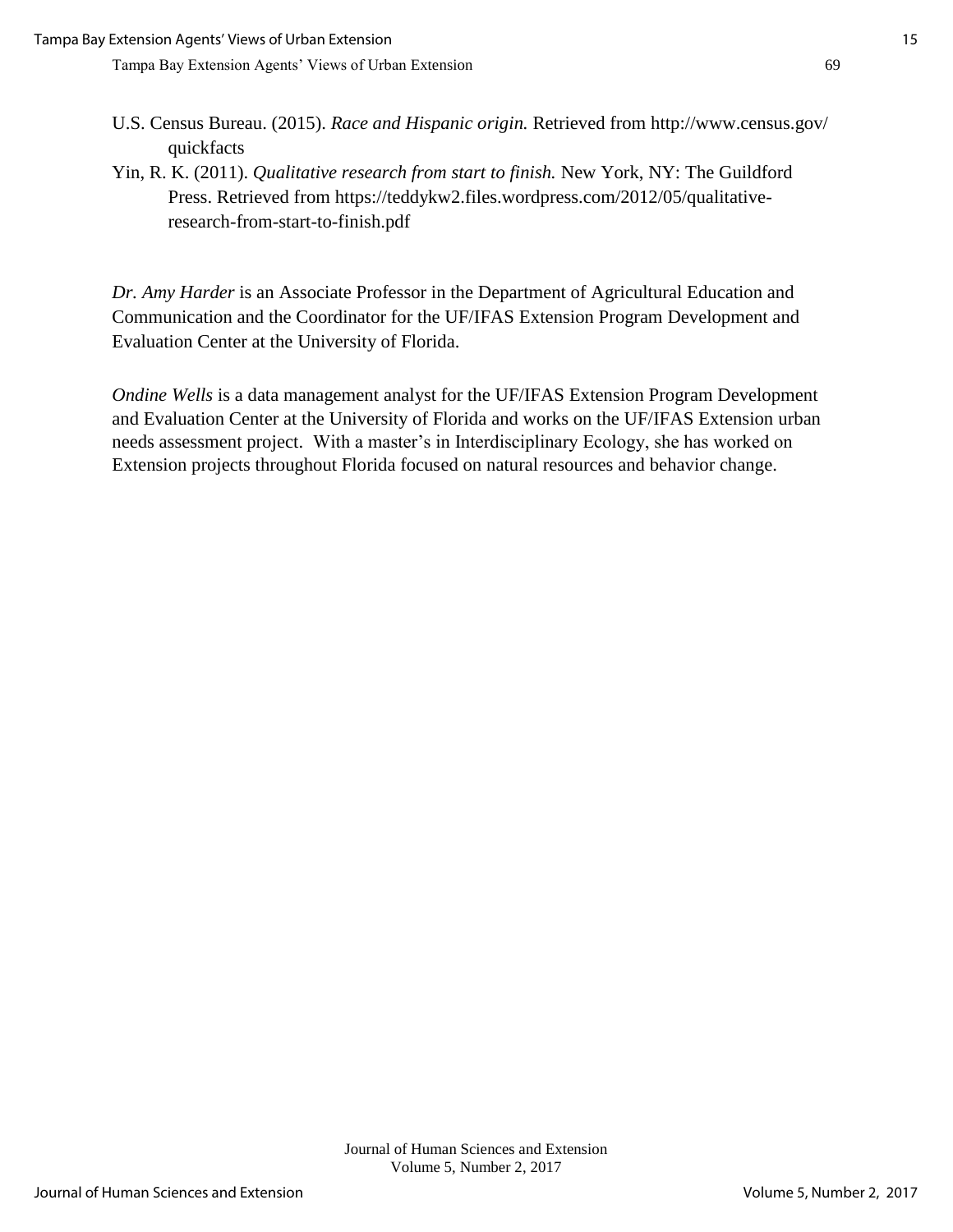U.S. Census Bureau. (2015). *Race and Hispanic origin.* Retrieved from http://www.census.gov/quickfacts

Yin, R. K. (2011). *Qualitative research from start to finish.* New York, NY: The Guildford Press. Retrieved from https://teddykw2.files.wordpress.com/2012/05/qualitative-research-from-start-to-finish.pdf

*Dr. Amy Harder* is an Associate Professor in the Department of Agricultural Education and Communication and the Coordinator for the UF/IFAS Extension Program Development and Evaluation Center at the University of Florida.

*Ondine Wells* is a data management analyst for the UF/IFAS Extension Program Development and Evaluation Center at the University of Florida and works on the UF/IFAS Extension urban needs assessment project. With a master's in Interdisciplinary Ecology, she has worked on Extension projects throughout Florida focused on natural resources and behavior change.